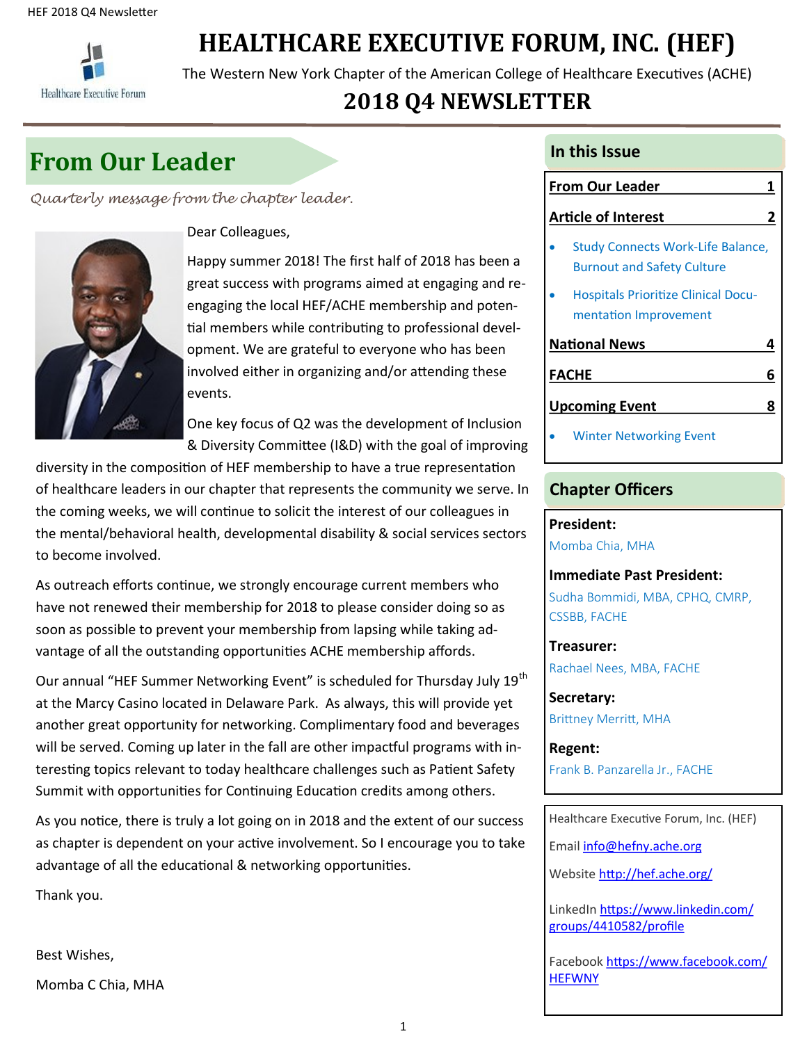# HEALTHCARE EXECUTIVE FORUM, INC. (HEF)

The Western New York Chapter of the American College of Healthcare Executives (ACHE)

## 2018 Q4 NEWSLETTER

## From Our Leader

*Quarterly message from the chapter leader.*

Dear Colleagues,

Happy summer 2018! The first half of 2018 has been a great success with programs aimed at engaging and re-engaging the local HEF/ACHE membership and potential members while contributing to professional development. We are grateful to everyone who has been involved either in organizing and/or attending these events.

One key focus of Q2 was the development of Inclusion & Diversity Committee (I&D) with the goal of improving diversity in the composition of HEF membership to have a true representation of healthcare leaders in our chapter that represents the community we serve. In the coming weeks, we will continue to solicit the interest of our colleagues in the mental/behavioral health, developmental disability & social services sectors to become involved.

As outreach efforts continue, we strongly encourage current members who have not renewed their membership for 2018 to please consider doing so as soon as possible to prevent your membership from lapsing while taking advantage of all the outstanding opportunities ACHE membership affords.

Our annual "HEF Summer Networking Event" is scheduled for Thursday July 19th at the Marcy Casino located in Delaware Park. As always, this will provide yet another great opportunity for networking. Complimentary food and beverages will be served. Coming up later in the fall are other impactful programs with interesting topics relevant to today healthcare challenges such as Patient Safety Summit with opportunities for Continuing Education credits among others.

As you notice, there is truly a lot going on in 2018 and the extent of our success as chapter is dependent on your active involvement. So I encourage you to take advantage of all the educational & networking opportunities.

Thank you.

Best Wishes,

Momba C Chia, MHA

## In this Issue

**From Our Leader** 1

**Article of Interest** 2

- Study Connects Work-Life Balance, Burnout and Safety Culture
- Hospitals Prioritize Clinical Documentation Improvement

**National News** 4

**FACHE** 6

**Upcoming Event** 8

- Winter Networking Event

## Chapter Officers

**President:**
Momba Chia, MHA

**Immediate Past President:**
Sudha Bommidi, MBA, CPHQ, CMRP, CSSBB, FACHE

**Treasurer:**
Rachael Nees, MBA, FACHE

**Secretary:**
Brittney Merritt, MHA

**Regent:**
Frank B. Panzarella Jr., FACHE

Healthcare Executive Forum, Inc. (HEF)

Email info@hefny.ache.org

Website http://hef.ache.org/

LinkedIn https://www.linkedin.com/groups/4410582/profile

Facebook https://www.facebook.com/HEFWNY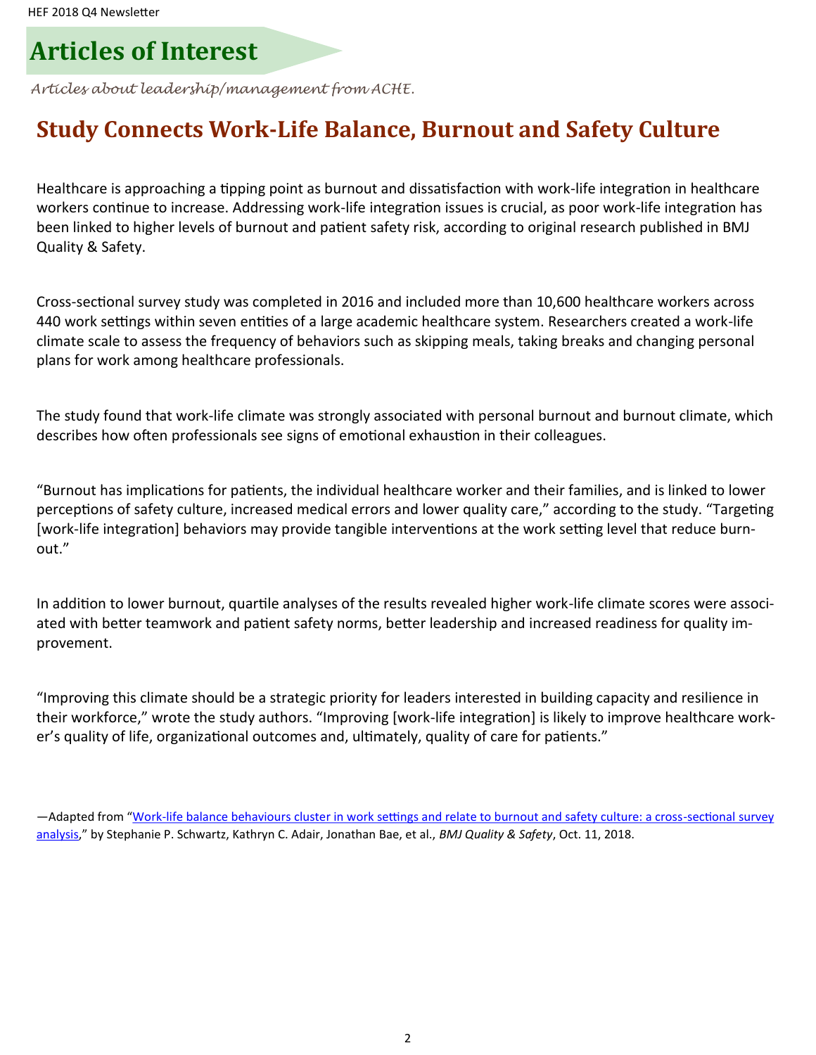# Articles of Interest

*Articles about leadership/management from ACHE.*

## Study Connects Work-Life Balance, Burnout and Safety Culture

Healthcare is approaching a tipping point as burnout and dissatisfaction with work-life integration in healthcare workers continue to increase. Addressing work-life integration issues is crucial, as poor work-life integration has been linked to higher levels of burnout and patient safety risk, according to original research published in BMJ Quality & Safety.

Cross-sectional survey study was completed in 2016 and included more than 10,600 healthcare workers across 440 work settings within seven entities of a large academic healthcare system. Researchers created a work-life climate scale to assess the frequency of behaviors such as skipping meals, taking breaks and changing personal plans for work among healthcare professionals.

The study found that work-life climate was strongly associated with personal burnout and burnout climate, which describes how often professionals see signs of emotional exhaustion in their colleagues.

"Burnout has implications for patients, the individual healthcare worker and their families, and is linked to lower perceptions of safety culture, increased medical errors and lower quality care," according to the study. "Targeting [work-life integration] behaviors may provide tangible interventions at the work setting level that reduce burnout."

In addition to lower burnout, quartile analyses of the results revealed higher work-life climate scores were associated with better teamwork and patient safety norms, better leadership and increased readiness for quality improvement.

"Improving this climate should be a strategic priority for leaders interested in building capacity and resilience in their workforce," wrote the study authors. "Improving [work-life integration] is likely to improve healthcare worker's quality of life, organizational outcomes and, ultimately, quality of care for patients."

—Adapted from "Work-life balance behaviours cluster in work settings and relate to burnout and safety culture: a cross-sectional survey analysis," by Stephanie P. Schwartz, Kathryn C. Adair, Jonathan Bae, et al., *BMJ Quality & Safety*, Oct. 11, 2018.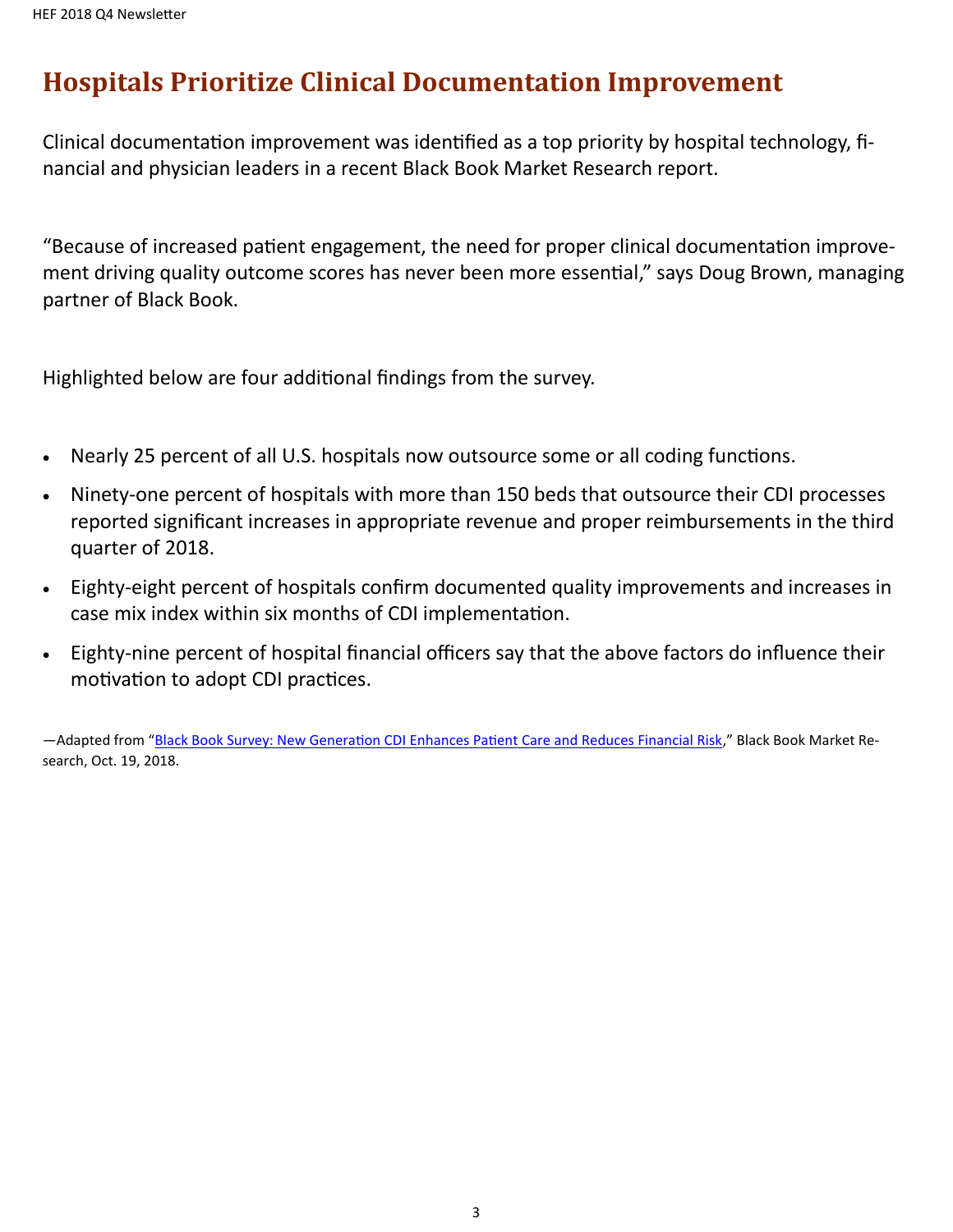# Hospitals Prioritize Clinical Documentation Improvement

Clinical documentation improvement was identified as a top priority by hospital technology, financial and physician leaders in a recent Black Book Market Research report.

"Because of increased patient engagement, the need for proper clinical documentation improvement driving quality outcome scores has never been more essential," says Doug Brown, managing partner of Black Book.

Highlighted below are four additional findings from the survey.

- Nearly 25 percent of all U.S. hospitals now outsource some or all coding functions.
- Ninety-one percent of hospitals with more than 150 beds that outsource their CDI processes reported significant increases in appropriate revenue and proper reimbursements in the third quarter of 2018.
- Eighty-eight percent of hospitals confirm documented quality improvements and increases in case mix index within six months of CDI implementation.
- Eighty-nine percent of hospital financial officers say that the above factors do influence their motivation to adopt CDI practices.

—Adapted from "Black Book Survey: New Generation CDI Enhances Patient Care and Reduces Financial Risk," Black Book Market Research, Oct. 19, 2018.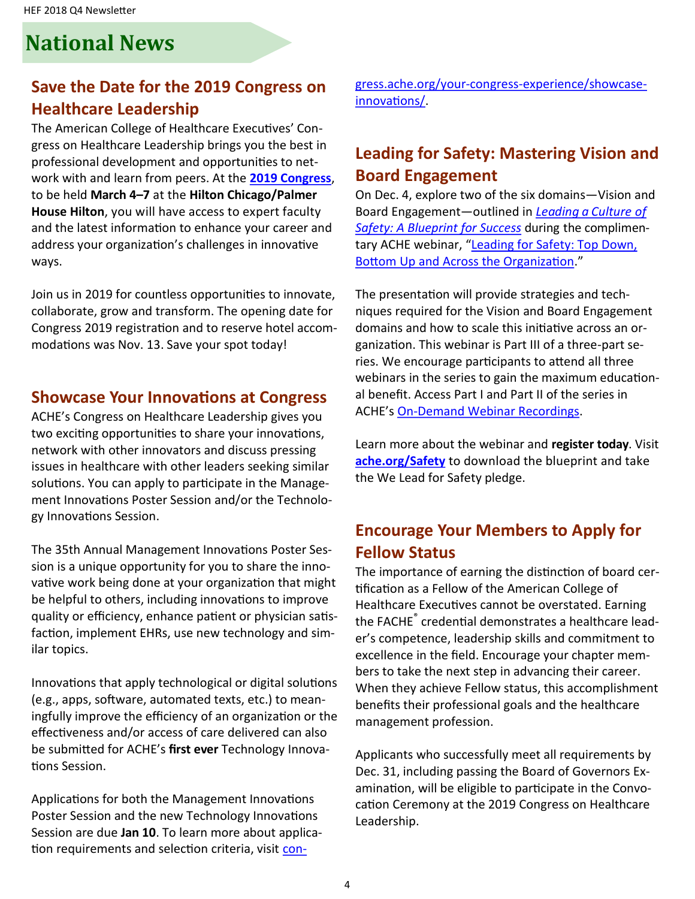# National News

## Save the Date for the 2019 Congress on Healthcare Leadership

The American College of Healthcare Executives' Congress on Healthcare Leadership brings you the best in professional development and opportunities to network with and learn from peers. At the **2019 Congress**, to be held **March 4–7** at the **Hilton Chicago/Palmer House Hilton**, you will have access to expert faculty and the latest information to enhance your career and address your organization's challenges in innovative ways.

Join us in 2019 for countless opportunities to innovate, collaborate, grow and transform. The opening date for Congress 2019 registration and to reserve hotel accommodations was Nov. 13. Save your spot today!

## Showcase Your Innovations at Congress

ACHE's Congress on Healthcare Leadership gives you two exciting opportunities to share your innovations, network with other innovators and discuss pressing issues in healthcare with other leaders seeking similar solutions. You can apply to participate in the Management Innovations Poster Session and/or the Technology Innovations Session.

The 35th Annual Management Innovations Poster Session is a unique opportunity for you to share the innovative work being done at your organization that might be helpful to others, including innovations to improve quality or efficiency, enhance patient or physician satisfaction, implement EHRs, use new technology and similar topics.

Innovations that apply technological or digital solutions (e.g., apps, software, automated texts, etc.) to meaningfully improve the efficiency of an organization or the effectiveness and/or access of care delivered can also be submitted for ACHE's **first ever** Technology Innovations Session.

Applications for both the Management Innovations Poster Session and the new Technology Innovations Session are due **Jan 10**. To learn more about application requirements and selection criteria, visit congress.ache.org/your-congress-experience/showcase-innovations/.

## Leading for Safety: Mastering Vision and Board Engagement

On Dec. 4, explore two of the six domains—Vision and Board Engagement—outlined in *Leading a Culture of Safety: A Blueprint for Success* during the complimentary ACHE webinar, "Leading for Safety: Top Down, Bottom Up and Across the Organization."

The presentation will provide strategies and techniques required for the Vision and Board Engagement domains and how to scale this initiative across an organization. This webinar is Part III of a three-part series. We encourage participants to attend all three webinars in the series to gain the maximum educational benefit. Access Part I and Part II of the series in ACHE's On-Demand Webinar Recordings.

Learn more about the webinar and **register today**. Visit **ache.org/Safety** to download the blueprint and take the We Lead for Safety pledge.

## Encourage Your Members to Apply for Fellow Status

The importance of earning the distinction of board certification as a Fellow of the American College of Healthcare Executives cannot be overstated. Earning the FACHE® credential demonstrates a healthcare leader's competence, leadership skills and commitment to excellence in the field. Encourage your chapter members to take the next step in advancing their career. When they achieve Fellow status, this accomplishment benefits their professional goals and the healthcare management profession.

Applicants who successfully meet all requirements by Dec. 31, including passing the Board of Governors Examination, will be eligible to participate in the Convocation Ceremony at the 2019 Congress on Healthcare Leadership.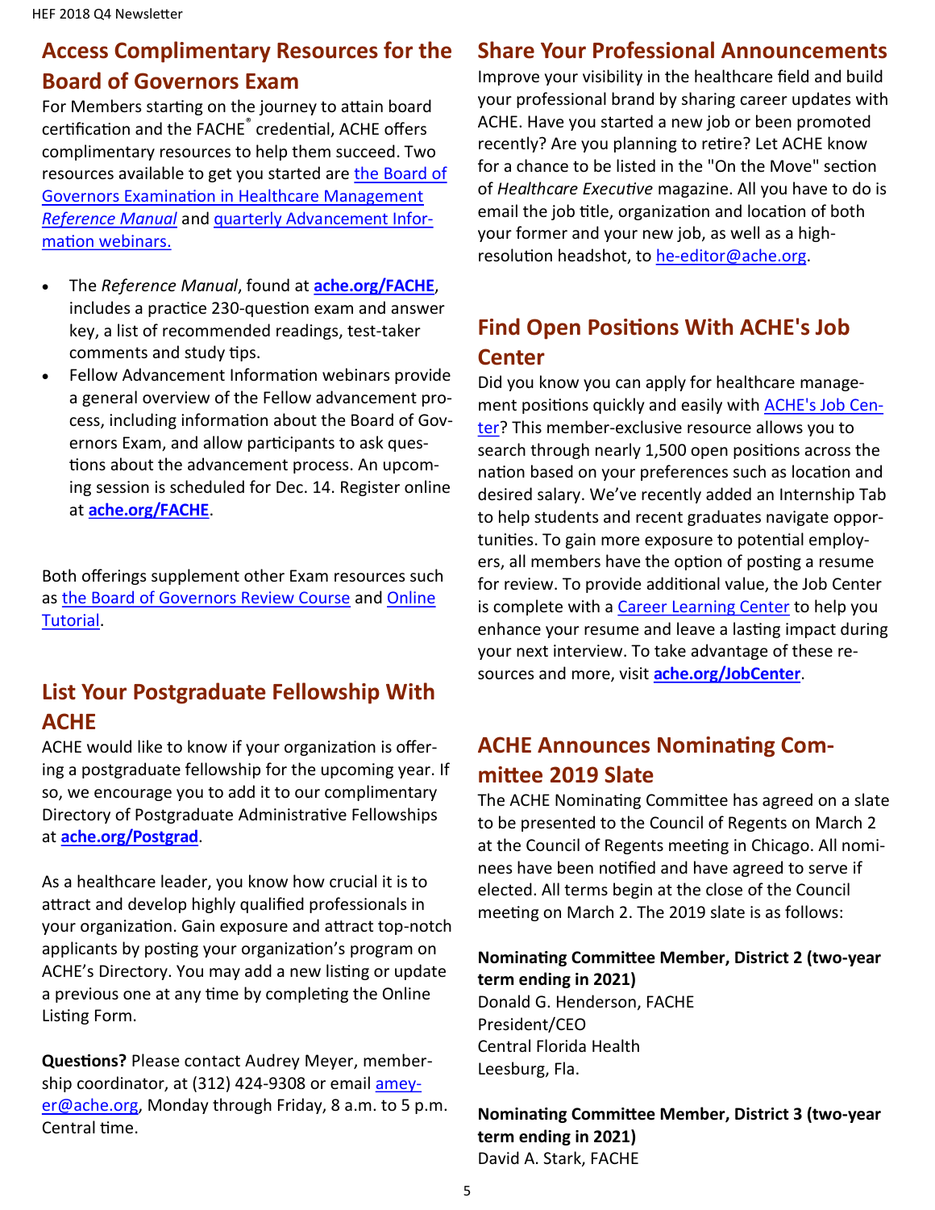## Access Complimentary Resources for the Board of Governors Exam

For Members starting on the journey to attain board certification and the FACHE® credential, ACHE offers complimentary resources to help them succeed. Two resources available to get you started are the Board of Governors Examination in Healthcare Management *Reference Manual* and quarterly Advancement Information webinars.

- The *Reference Manual*, found at **ache.org/FACHE**, includes a practice 230-question exam and answer key, a list of recommended readings, test-taker comments and study tips.
- Fellow Advancement Information webinars provide a general overview of the Fellow advancement process, including information about the Board of Governors Exam, and allow participants to ask questions about the advancement process. An upcoming session is scheduled for Dec. 14. Register online at **ache.org/FACHE**.

Both offerings supplement other Exam resources such as the Board of Governors Review Course and Online Tutorial.

## List Your Postgraduate Fellowship With ACHE

ACHE would like to know if your organization is offering a postgraduate fellowship for the upcoming year. If so, we encourage you to add it to our complimentary Directory of Postgraduate Administrative Fellowships at **ache.org/Postgrad**.

As a healthcare leader, you know how crucial it is to attract and develop highly qualified professionals in your organization. Gain exposure and attract top-notch applicants by posting your organization's program on ACHE's Directory. You may add a new listing or update a previous one at any time by completing the Online Listing Form.

**Questions?** Please contact Audrey Meyer, membership coordinator, at (312) 424-9308 or email ameyer@ache.org, Monday through Friday, 8 a.m. to 5 p.m. Central time.

## Share Your Professional Announcements

Improve your visibility in the healthcare field and build your professional brand by sharing career updates with ACHE. Have you started a new job or been promoted recently? Are you planning to retire? Let ACHE know for a chance to be listed in the "On the Move" section of *Healthcare Executive* magazine. All you have to do is email the job title, organization and location of both your former and your new job, as well as a high-resolution headshot, to he-editor@ache.org.

## Find Open Positions With ACHE's Job Center

Did you know you can apply for healthcare management positions quickly and easily with ACHE's Job Center? This member-exclusive resource allows you to search through nearly 1,500 open positions across the nation based on your preferences such as location and desired salary. We've recently added an Internship Tab to help students and recent graduates navigate opportunities. To gain more exposure to potential employers, all members have the option of posting a resume for review. To provide additional value, the Job Center is complete with a Career Learning Center to help you enhance your resume and leave a lasting impact during your next interview. To take advantage of these resources and more, visit **ache.org/JobCenter**.

## ACHE Announces Nominating Committee 2019 Slate

The ACHE Nominating Committee has agreed on a slate to be presented to the Council of Regents on March 2 at the Council of Regents meeting in Chicago. All nominees have been notified and have agreed to serve if elected. All terms begin at the close of the Council meeting on March 2. The 2019 slate is as follows:

**Nominating Committee Member, District 2 (two-year term ending in 2021)**
Donald G. Henderson, FACHE
President/CEO
Central Florida Health
Leesburg, Fla.

**Nominating Committee Member, District 3 (two-year term ending in 2021)**
David A. Stark, FACHE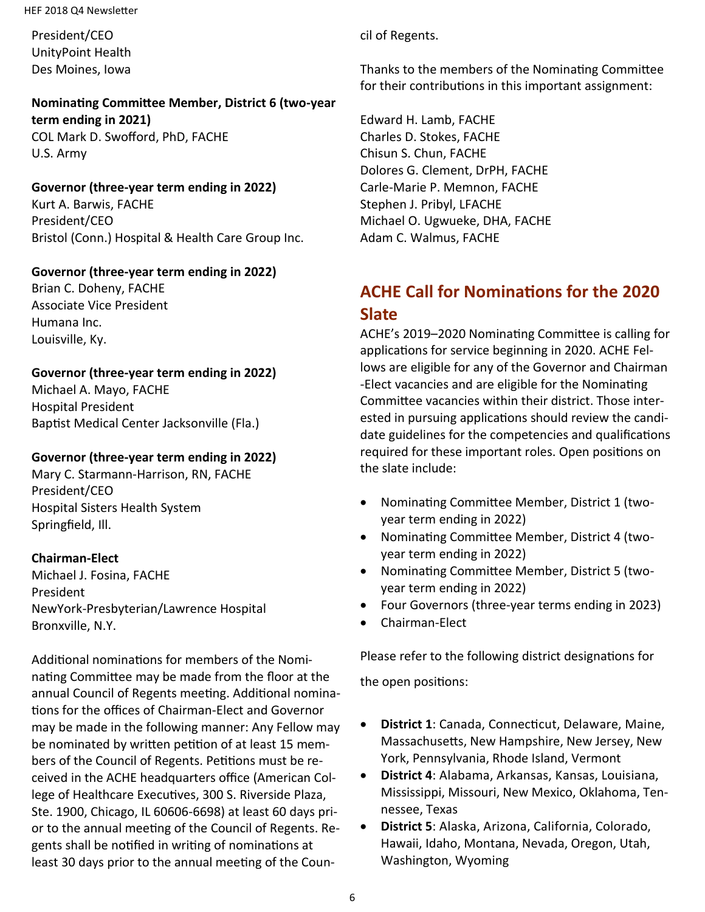President/CEO
UnityPoint Health
Des Moines, Iowa

**Nominating Committee Member, District 6 (two-year term ending in 2021)**
COL Mark D. Swofford, PhD, FACHE
U.S. Army

**Governor (three-year term ending in 2022)**
Kurt A. Barwis, FACHE
President/CEO
Bristol (Conn.) Hospital & Health Care Group Inc.

**Governor (three-year term ending in 2022)**
Brian C. Doheny, FACHE
Associate Vice President
Humana Inc.
Louisville, Ky.

**Governor (three-year term ending in 2022)**
Michael A. Mayo, FACHE
Hospital President
Baptist Medical Center Jacksonville (Fla.)

**Governor (three-year term ending in 2022)**
Mary C. Starmann-Harrison, RN, FACHE
President/CEO
Hospital Sisters Health System
Springfield, Ill.

**Chairman-Elect**
Michael J. Fosina, FACHE
President
NewYork-Presbyterian/Lawrence Hospital
Bronxville, N.Y.

Additional nominations for members of the Nominating Committee may be made from the floor at the annual Council of Regents meeting. Additional nominations for the offices of Chairman-Elect and Governor may be made in the following manner: Any Fellow may be nominated by written petition of at least 15 members of the Council of Regents. Petitions must be received in the ACHE headquarters office (American College of Healthcare Executives, 300 S. Riverside Plaza, Ste. 1900, Chicago, IL 60606-6698) at least 60 days prior to the annual meeting of the Council of Regents. Regents shall be notified in writing of nominations at least 30 days prior to the annual meeting of the Council of Regents.

Thanks to the members of the Nominating Committee for their contributions in this important assignment:

Edward H. Lamb, FACHE
Charles D. Stokes, FACHE
Chisun S. Chun, FACHE
Dolores G. Clement, DrPH, FACHE
Carle-Marie P. Memnon, FACHE
Stephen J. Pribyl, LFACHE
Michael O. Ugwueke, DHA, FACHE
Adam C. Walmus, FACHE

## ACHE Call for Nominations for the 2020 Slate

ACHE's 2019–2020 Nominating Committee is calling for applications for service beginning in 2020. ACHE Fellows are eligible for any of the Governor and Chairman-Elect vacancies and are eligible for the Nominating Committee vacancies within their district. Those interested in pursuing applications should review the candidate guidelines for the competencies and qualifications required for these important roles. Open positions on the slate include:

- Nominating Committee Member, District 1 (two-year term ending in 2022)
- Nominating Committee Member, District 4 (two-year term ending in 2022)
- Nominating Committee Member, District 5 (two-year term ending in 2022)
- Four Governors (three-year terms ending in 2023)
- Chairman-Elect

Please refer to the following district designations for the open positions:

- **District 1**: Canada, Connecticut, Delaware, Maine, Massachusetts, New Hampshire, New Jersey, New York, Pennsylvania, Rhode Island, Vermont
- **District 4**: Alabama, Arkansas, Kansas, Louisiana, Mississippi, Missouri, New Mexico, Oklahoma, Tennessee, Texas
- **District 5**: Alaska, Arizona, California, Colorado, Hawaii, Idaho, Montana, Nevada, Oregon, Utah, Washington, Wyoming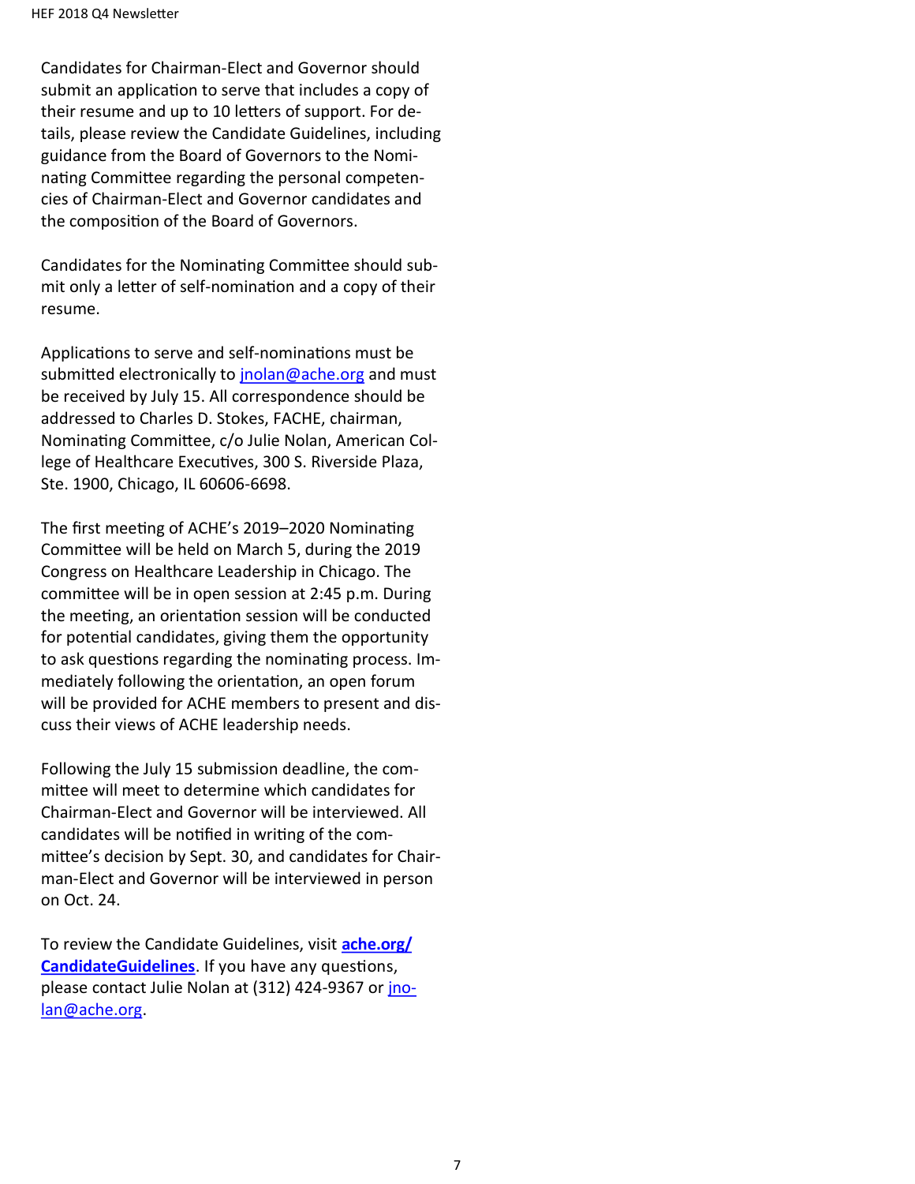Candidates for Chairman-Elect and Governor should submit an application to serve that includes a copy of their resume and up to 10 letters of support. For details, please review the Candidate Guidelines, including guidance from the Board of Governors to the Nominating Committee regarding the personal competencies of Chairman-Elect and Governor candidates and the composition of the Board of Governors.

Candidates for the Nominating Committee should submit only a letter of self-nomination and a copy of their resume.

Applications to serve and self-nominations must be submitted electronically to jnolan@ache.org and must be received by July 15. All correspondence should be addressed to Charles D. Stokes, FACHE, chairman, Nominating Committee, c/o Julie Nolan, American College of Healthcare Executives, 300 S. Riverside Plaza, Ste. 1900, Chicago, IL 60606-6698.

The first meeting of ACHE's 2019–2020 Nominating Committee will be held on March 5, during the 2019 Congress on Healthcare Leadership in Chicago. The committee will be in open session at 2:45 p.m. During the meeting, an orientation session will be conducted for potential candidates, giving them the opportunity to ask questions regarding the nominating process. Immediately following the orientation, an open forum will be provided for ACHE members to present and discuss their views of ACHE leadership needs.

Following the July 15 submission deadline, the committee will meet to determine which candidates for Chairman-Elect and Governor will be interviewed. All candidates will be notified in writing of the committee's decision by Sept. 30, and candidates for Chairman-Elect and Governor will be interviewed in person on Oct. 24.

To review the Candidate Guidelines, visit **ache.org/CandidateGuidelines**. If you have any questions, please contact Julie Nolan at (312) 424-9367 or jnolan@ache.org.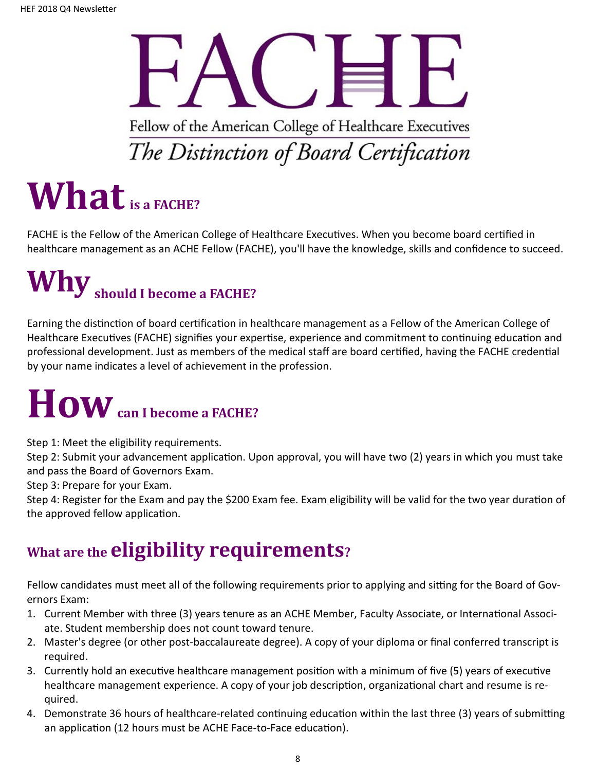# FACHE

Fellow of the American College of Healthcare Executives

*The Distinction of Board Certification*

## What is a FACHE?

FACHE is the Fellow of the American College of Healthcare Executives. When you become board certified in healthcare management as an ACHE Fellow (FACHE), you'll have the knowledge, skills and confidence to succeed.

## Why should I become a FACHE?

Earning the distinction of board certification in healthcare management as a Fellow of the American College of Healthcare Executives (FACHE) signifies your expertise, experience and commitment to continuing education and professional development. Just as members of the medical staff are board certified, having the FACHE credential by your name indicates a level of achievement in the profession.

## How can I become a FACHE?

Step 1: Meet the eligibility requirements.
Step 2: Submit your advancement application. Upon approval, you will have two (2) years in which you must take and pass the Board of Governors Exam.
Step 3: Prepare for your Exam.
Step 4: Register for the Exam and pay the $200 Exam fee. Exam eligibility will be valid for the two year duration of the approved fellow application.

## What are the eligibility requirements?

Fellow candidates must meet all of the following requirements prior to applying and sitting for the Board of Governors Exam:

1. Current Member with three (3) years tenure as an ACHE Member, Faculty Associate, or International Associate. Student membership does not count toward tenure.
2. Master's degree (or other post-baccalaureate degree). A copy of your diploma or final conferred transcript is required.
3. Currently hold an executive healthcare management position with a minimum of five (5) years of executive healthcare management experience. A copy of your job description, organizational chart and resume is required.
4. Demonstrate 36 hours of healthcare-related continuing education within the last three (3) years of submitting an application (12 hours must be ACHE Face-to-Face education).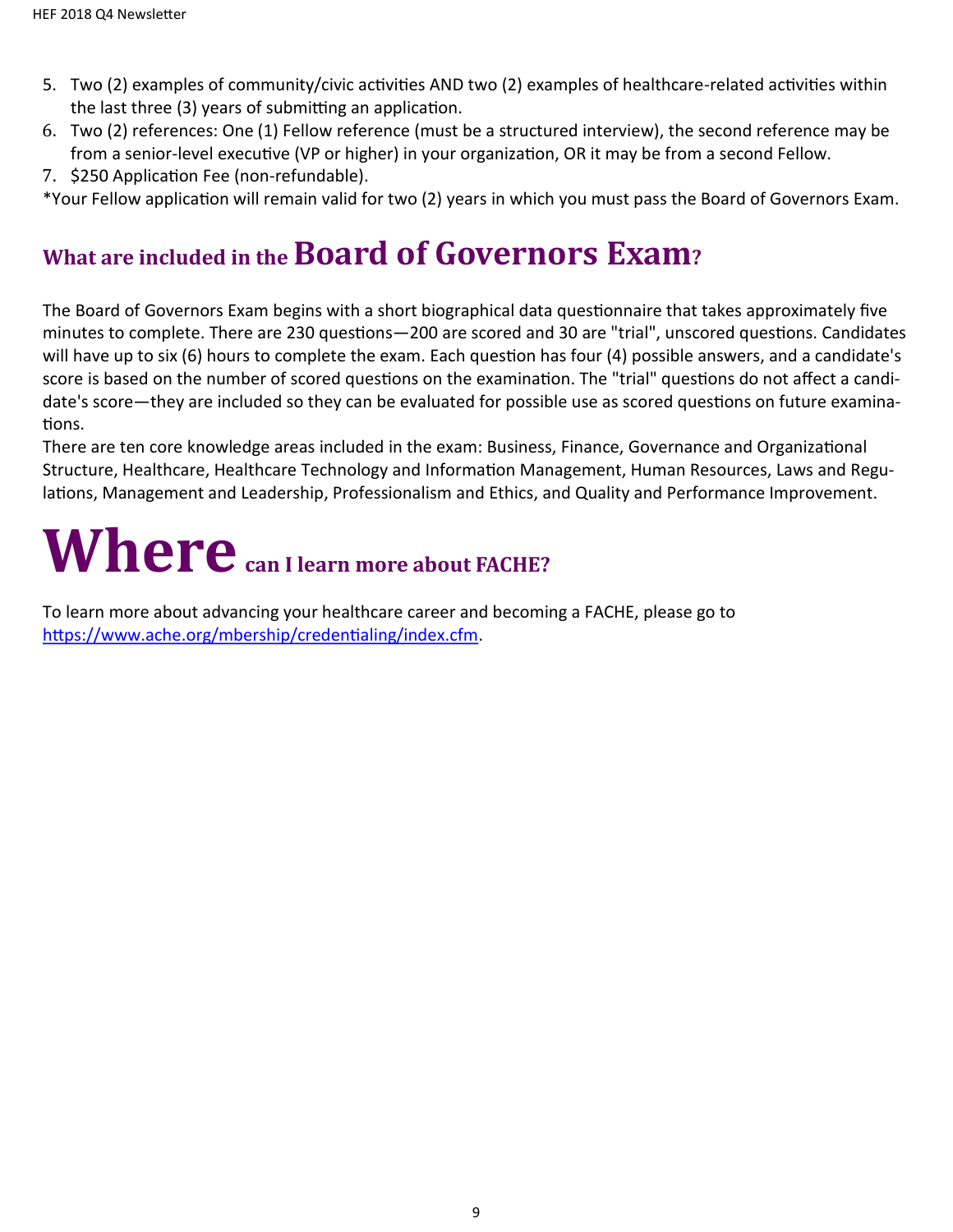5. Two (2) examples of community/civic activities AND two (2) examples of healthcare-related activities within the last three (3) years of submitting an application.
6. Two (2) references: One (1) Fellow reference (must be a structured interview), the second reference may be from a senior-level executive (VP or higher) in your organization, OR it may be from a second Fellow.
7. $250 Application Fee (non-refundable).

*Your Fellow application will remain valid for two (2) years in which you must pass the Board of Governors Exam.

## What are included in the Board of Governors Exam?

The Board of Governors Exam begins with a short biographical data questionnaire that takes approximately five minutes to complete. There are 230 questions—200 are scored and 30 are "trial", unscored questions. Candidates will have up to six (6) hours to complete the exam. Each question has four (4) possible answers, and a candidate's score is based on the number of scored questions on the examination. The "trial" questions do not affect a candidate's score—they are included so they can be evaluated for possible use as scored questions on future examinations.

There are ten core knowledge areas included in the exam: Business, Finance, Governance and Organizational Structure, Healthcare, Healthcare Technology and Information Management, Human Resources, Laws and Regulations, Management and Leadership, Professionalism and Ethics, and Quality and Performance Improvement.

## Where can I learn more about FACHE?

To learn more about advancing your healthcare career and becoming a FACHE, please go to [https://www.ache.org/mbership/credentialing/index.cfm](https://www.ache.org/mbership/credentialing/index.cfm).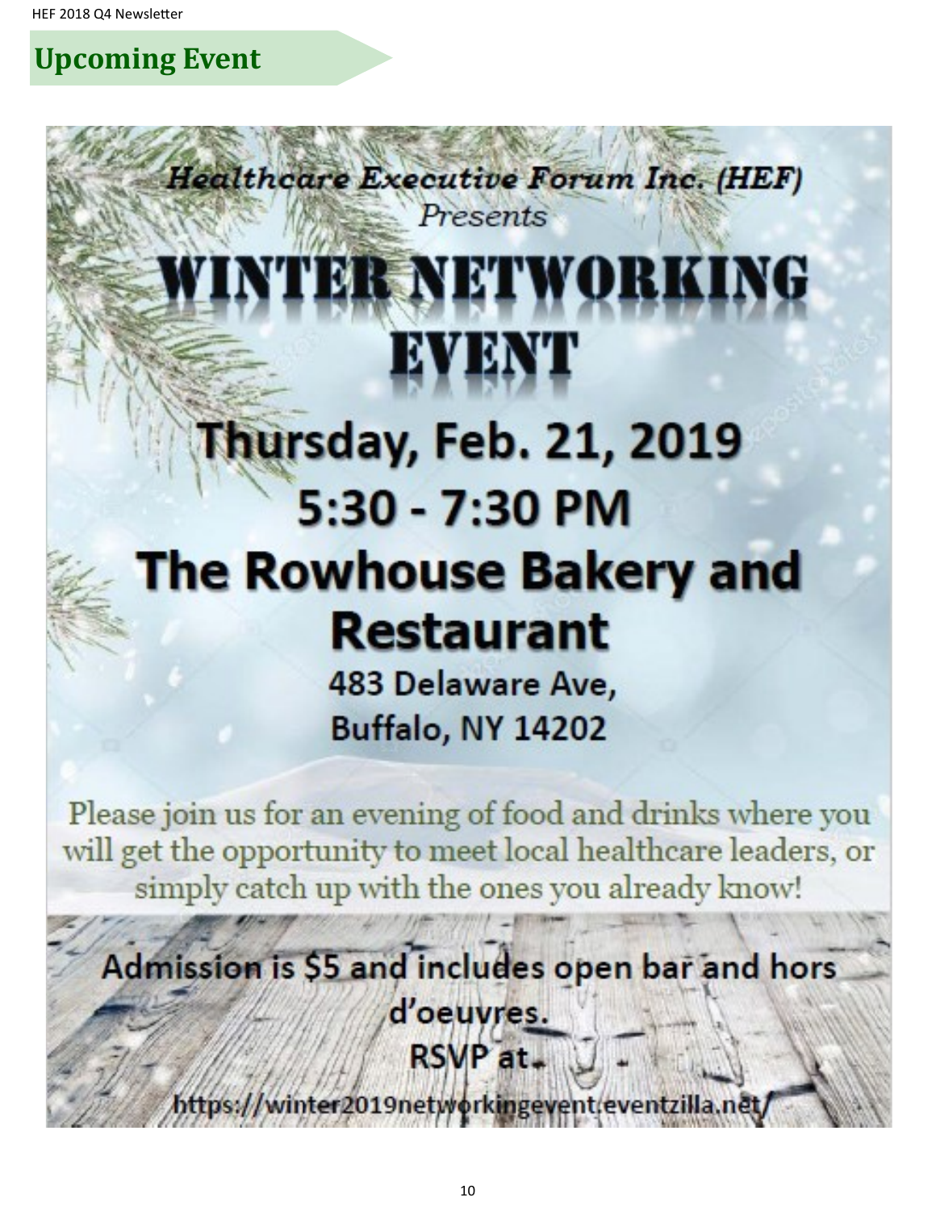## Upcoming Event

*Healthcare Executive Forum Inc. (HEF)*

*Presents*

# WINTER NETWORKING EVENT

## Thursday, Feb. 21, 2019

## 5:30 - 7:30 PM

## The Rowhouse Bakery and Restaurant

483 Delaware Ave,
Buffalo, NY 14202

Please join us for an evening of food and drinks where you will get the opportunity to meet local healthcare leaders, or simply catch up with the ones you already know!

**Admission is $5 and includes open bar and hors d'oeuvres.**

**RSVP at**

https://winter2019networkingevent.eventzilla.net/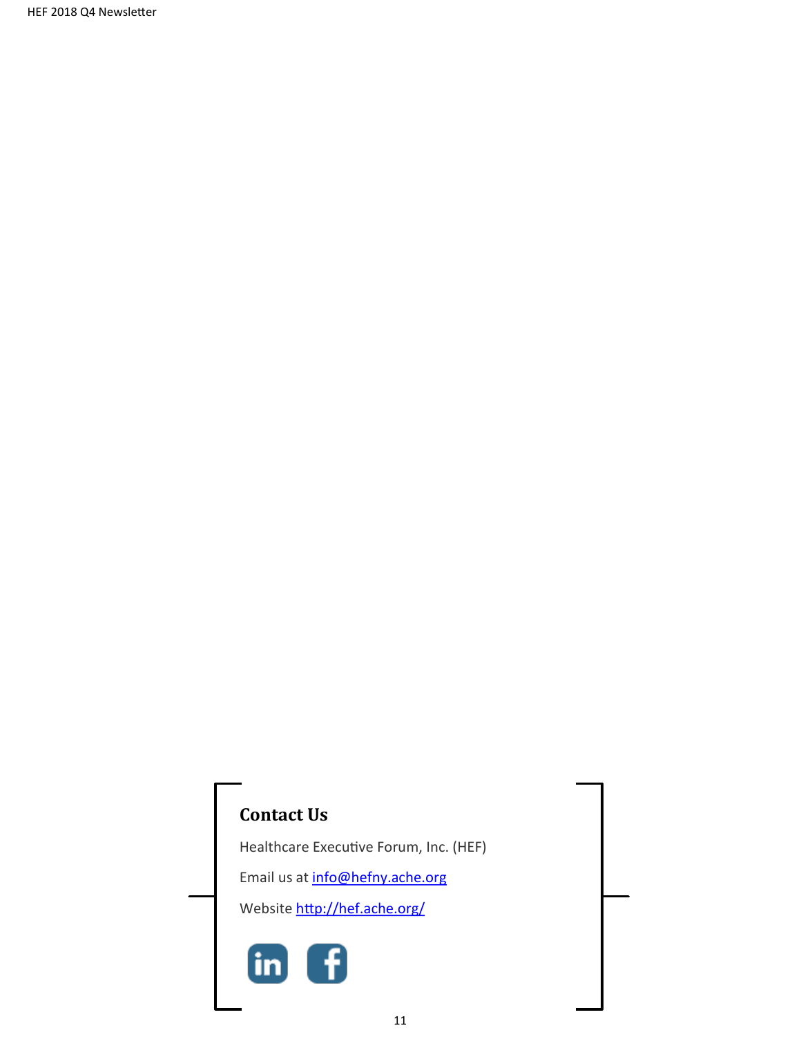## Contact Us

Healthcare Executive Forum, Inc. (HEF)

Email us at info@hefny.ache.org

Website http://hef.ache.org/